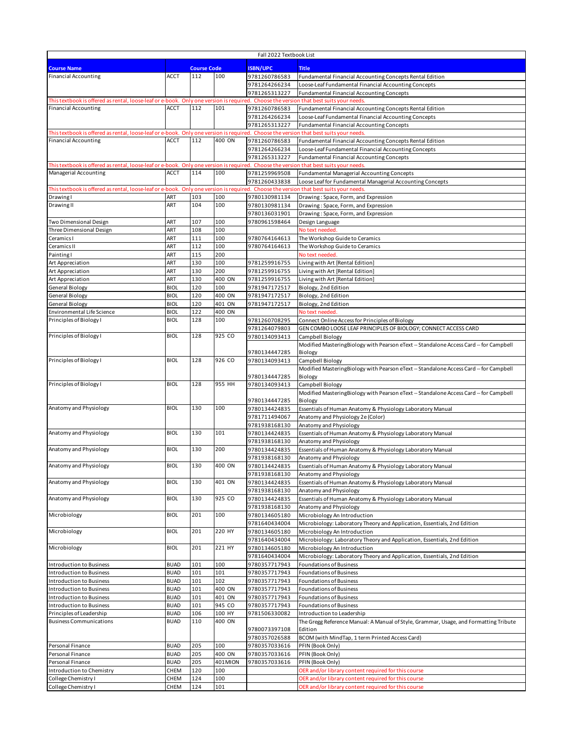# Fall 2022 Textbook List

| Course Name | Course Code | | | ISBN/UPC | Title |
|---|---|---|---|---|---|
| Financial Accounting | ACCT | 112 | 100 | 9781260786583 | Fundamental Financial Accounting Concepts Rental Edition |
| | | | | 9781264266234 | Loose-Leaf Fundamental Financial Accounting Concepts |
| | | | | 9781265313227 | Fundamental Financial Accounting Concepts |
| This textbook is offered as rental, loose-leaf or e-book. Only one version is required. Choose the version that best suits your needs. | | | | | |
| Financial Accounting | ACCT | 112 | 101 | 9781260786583 | Fundamental Financial Accounting Concepts Rental Edition |
| | | | | 9781264266234 | Loose-Leaf Fundamental Financial Accounting Concepts |
| | | | | 9781265313227 | Fundamental Financial Accounting Concepts |
| This textbook is offered as rental, loose-leaf or e-book. Only one version is required. Choose the version that best suits your needs. | | | | | |
| Financial Accounting | ACCT | 112 | 400 ON | 9781260786583 | Fundamental Financial Accounting Concepts Rental Edition |
| | | | | 9781264266234 | Loose-Leaf Fundamental Financial Accounting Concepts |
| | | | | 9781265313227 | Fundamental Financial Accounting Concepts |
| This textbook is offered as rental, loose-leaf or e-book. Only one version is required. Choose the version that best suits your needs. | | | | | |
| Managerial Accounting | ACCT | 114 | 100 | 9781259969508 | Fundamental Managerial Accounting Concepts |
| | | | | 9781260433838 | Loose Leaf for Fundamental Managerial Accounting Concepts |
| This textbook is offered as rental, loose-leaf or e-book. Only one version is required. Choose the version that best suits your needs. | | | | | |
| Drawing I | ART | 103 | 100 | 9780130981134 | Drawing : Space, Form, and Expression |
| Drawing II | ART | 104 | 100 | 9780130981134 | Drawing : Space, Form, and Expression |
| | | | | 9780136031901 | Drawing : Space, Form, and Expression |
| Two Dimensional Design | ART | 107 | 100 | 9780961598464 | Design Language |
| Three Dimensional Design | ART | 108 | 100 | | No text needed. |
| Ceramics I | ART | 111 | 100 | 9780764164613 | The Workshop Guide to Ceramics |
| Ceramics II | ART | 112 | 100 | 9780764164613 | The Workshop Guide to Ceramics |
| Painting I | ART | 115 | 200 | | No text needed. |
| Art Appreciation | ART | 130 | 100 | 9781259916755 | Living with Art [Rental Edition] |
| Art Appreciation | ART | 130 | 200 | 9781259916755 | Living with Art [Rental Edition] |
| Art Appreciation | ART | 130 | 400 ON | 9781259916755 | Living with Art [Rental Edition] |
| General Biology | BIOL | 120 | 100 | 9781947172517 | Biology, 2nd Edition |
| General Biology | BIOL | 120 | 400 ON | 9781947172517 | Biology, 2nd Edition |
| General Biology | BIOL | 120 | 401 ON | 9781947172517 | Biology, 2nd Edition |
| Environmental Life Science | BIOL | 122 | 400 ON | | No text needed. |
| Principles of Biology I | BIOL | 128 | 100 | 9781260708295 | Connect Online Access for Principles of Biology |
| | | | | 9781264079803 | GEN COMBO LOOSE LEAF PRINCIPLES OF BIOLOGY; CONNECT ACCESS CARD |
| Principles of Biology I | BIOL | 128 | 925 CO | 9780134093413 | Campbell Biology |
| | | | | 9780134447285 | Modified MasteringBiology with Pearson eText -- Standalone Access Card -- for Campbell Biology |
| Principles of Biology I | BIOL | 128 | 926 CO | 9780134093413 | Campbell Biology |
| | | | | 9780134447285 | Modified MasteringBiology with Pearson eText -- Standalone Access Card -- for Campbell Biology |
| Principles of Biology I | BIOL | 128 | 955 HH | 9780134093413 | Campbell Biology |
| | | | | 9780134447285 | Modified MasteringBiology with Pearson eText -- Standalone Access Card -- for Campbell Biology |
| Anatomy and Physiology | BIOL | 130 | 100 | 9780134424835 | Essentials of Human Anatomy & Physiology Laboratory Manual |
| | | | | 9781711494067 | Anatomy and Physiology 2e (Color) |
| | | | | 9781938168130 | Anatomy and Physiology |
| Anatomy and Physiology | BIOL | 130 | 101 | 9780134424835 | Essentials of Human Anatomy & Physiology Laboratory Manual |
| | | | | 9781938168130 | Anatomy and Physiology |
| Anatomy and Physiology | BIOL | 130 | 200 | 9780134424835 | Essentials of Human Anatomy & Physiology Laboratory Manual |
| | | | | 9781938168130 | Anatomy and Physiology |
| Anatomy and Physiology | BIOL | 130 | 400 ON | 9780134424835 | Essentials of Human Anatomy & Physiology Laboratory Manual |
| | | | | 9781938168130 | Anatomy and Physiology |
| Anatomy and Physiology | BIOL | 130 | 401 ON | 9780134424835 | Essentials of Human Anatomy & Physiology Laboratory Manual |
| | | | | 9781938168130 | Anatomy and Physiology |
| Anatomy and Physiology | BIOL | 130 | 925 CO | 9780134424835 | Essentials of Human Anatomy & Physiology Laboratory Manual |
| | | | | 9781938168130 | Anatomy and Physiology |
| Microbiology | BIOL | 201 | 100 | 9780134605180 | Microbiology An Introduction |
| | | | | 9781640434004 | Microbiology: Laboratory Theory and Application, Essentials, 2nd Edition |
| Microbiology | BIOL | 201 | 220 HY | 9780134605180 | Microbiology An Introduction |
| | | | | 9781640434004 | Microbiology: Laboratory Theory and Application, Essentials, 2nd Edition |
| Microbiology | BIOL | 201 | 221 HY | 9780134605180 | Microbiology An Introduction |
| | | | | 9781640434004 | Microbiology: Laboratory Theory and Application, Essentials, 2nd Edition |
| Introduction to Business | BUAD | 101 | 100 | 9780357717943 | Foundations of Business |
| Introduction to Business | BUAD | 101 | 101 | 9780357717943 | Foundations of Business |
| Introduction to Business | BUAD | 101 | 102 | 9780357717943 | Foundations of Business |
| Introduction to Business | BUAD | 101 | 400 ON | 9780357717943 | Foundations of Business |
| Introduction to Business | BUAD | 101 | 401 ON | 9780357717943 | Foundations of Business |
| Introduction to Business | BUAD | 101 | 945 CO | 9780357717943 | Foundations of Business |
| Principles of Leadership | BUAD | 106 | 100 HY | 9781506330082 | Introduction to Leadership |
| Business Communications | BUAD | 110 | 400 ON | 9780073397108 | The Gregg Reference Manual: A Manual of Style, Grammar, Usage, and Formatting Tribute Edition |
| | | | | 9780357026588 | BCOM (with MindTap, 1 term Printed Access Card) |
| Personal Finance | BUAD | 205 | 100 | 9780357033616 | PFIN (Book Only) |
| Personal Finance | BUAD | 205 | 400 ON | 9780357033616 | PFIN (Book Only) |
| Personal Finance | BUAD | 205 | 401MION | 9780357033616 | PFIN (Book Only) |
| Introduction to Chemistry | CHEM | 120 | 100 | | OER and/or library content required for this course |
| College Chemistry I | CHEM | 124 | 100 | | OER and/or library content required for this course |
| College Chemistry I | CHEM | 124 | 101 | | OER and/or library content required for this course |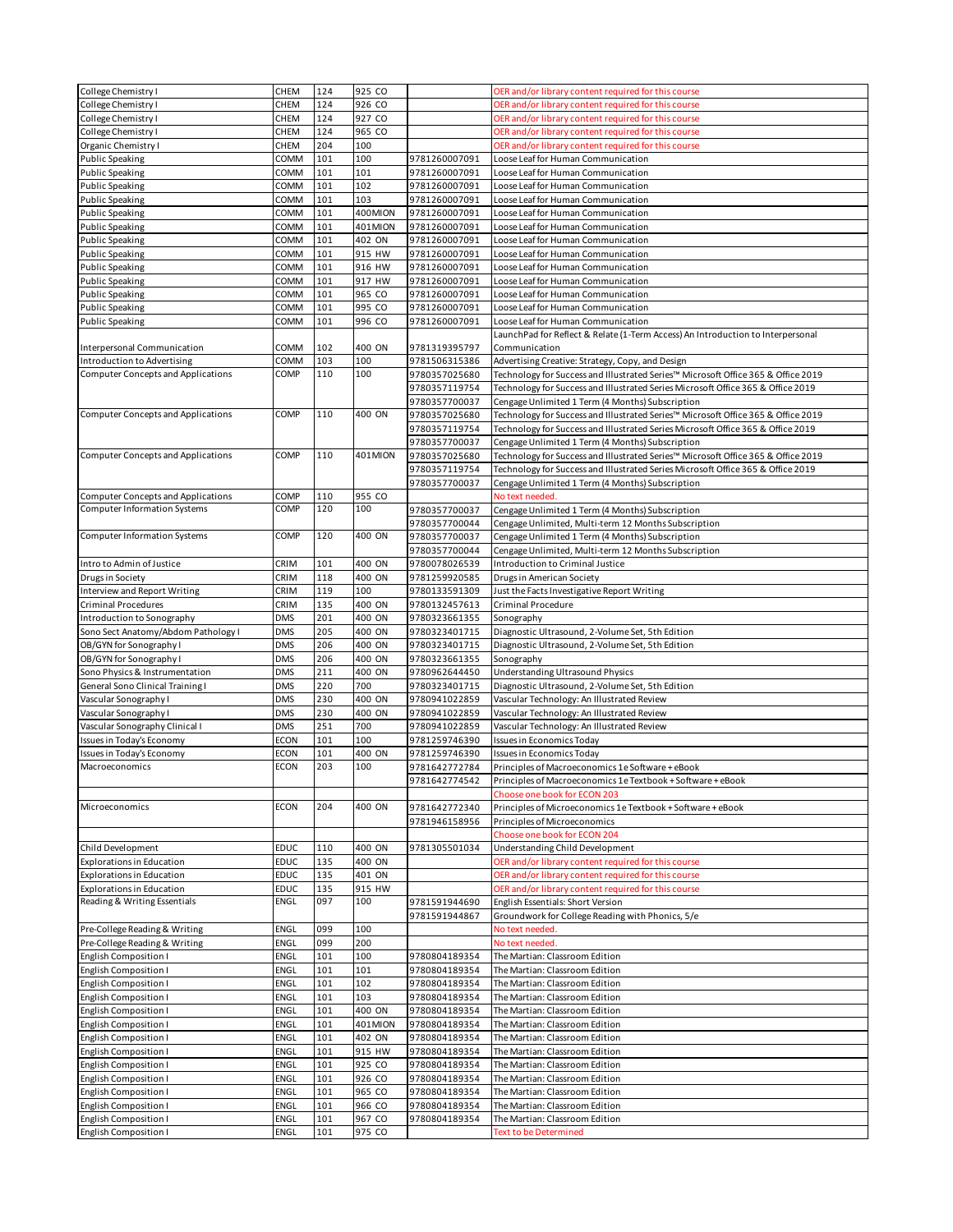| | | | | | |
|---|---|---|---|---|---|
| College Chemistry I | CHEM | 124 | 925 CO | | OER and/or library content required for this course |
| College Chemistry I | CHEM | 124 | 926 CO | | OER and/or library content required for this course |
| College Chemistry I | CHEM | 124 | 927 CO | | OER and/or library content required for this course |
| College Chemistry I | CHEM | 124 | 965 CO | | OER and/or library content required for this course |
| Organic Chemistry I | CHEM | 204 | 100 | | OER and/or library content required for this course |
| Public Speaking | COMM | 101 | 100 | 9781260007091 | Loose Leaf for Human Communication |
| Public Speaking | COMM | 101 | 101 | 9781260007091 | Loose Leaf for Human Communication |
| Public Speaking | COMM | 101 | 102 | 9781260007091 | Loose Leaf for Human Communication |
| Public Speaking | COMM | 101 | 103 | 9781260007091 | Loose Leaf for Human Communication |
| Public Speaking | COMM | 101 | 400MION | 9781260007091 | Loose Leaf for Human Communication |
| Public Speaking | COMM | 101 | 401MION | 9781260007091 | Loose Leaf for Human Communication |
| Public Speaking | COMM | 101 | 402 ON | 9781260007091 | Loose Leaf for Human Communication |
| Public Speaking | COMM | 101 | 915 HW | 9781260007091 | Loose Leaf for Human Communication |
| Public Speaking | COMM | 101 | 916 HW | 9781260007091 | Loose Leaf for Human Communication |
| Public Speaking | COMM | 101 | 917 HW | 9781260007091 | Loose Leaf for Human Communication |
| Public Speaking | COMM | 101 | 965 CO | 9781260007091 | Loose Leaf for Human Communication |
| Public Speaking | COMM | 101 | 995 CO | 9781260007091 | Loose Leaf for Human Communication |
| Public Speaking | COMM | 101 | 996 CO | 9781260007091 | Loose Leaf for Human Communication |
| Interpersonal Communication | COMM | 102 | 400 ON | 9781319395797 | LaunchPad for Reflect & Relate (1-Term Access) An Introduction to Interpersonal Communication |
| Introduction to Advertising | COMM | 103 | 100 | 9781506315386 | Advertising Creative: Strategy, Copy, and Design |
| Computer Concepts and Applications | COMP | 110 | 100 | 9780357025680 | Technology for Success and Illustrated Series™ Microsoft Office 365 & Office 2019 |
| | | | | 9780357119754 | Technology for Success and Illustrated Series Microsoft Office 365 & Office 2019 |
| | | | | 9780357700037 | Cengage Unlimited 1 Term (4 Months) Subscription |
| Computer Concepts and Applications | COMP | 110 | 400 ON | 9780357025680 | Technology for Success and Illustrated Series™ Microsoft Office 365 & Office 2019 |
| | | | | 9780357119754 | Technology for Success and Illustrated Series Microsoft Office 365 & Office 2019 |
| | | | | 9780357700037 | Cengage Unlimited 1 Term (4 Months) Subscription |
| Computer Concepts and Applications | COMP | 110 | 401MION | 9780357025680 | Technology for Success and Illustrated Series™ Microsoft Office 365 & Office 2019 |
| | | | | 9780357119754 | Technology for Success and Illustrated Series Microsoft Office 365 & Office 2019 |
| | | | | 9780357700037 | Cengage Unlimited 1 Term (4 Months) Subscription |
| Computer Concepts and Applications | COMP | 110 | 955 CO | | No text needed. |
| Computer Information Systems | COMP | 120 | 100 | 9780357700037 | Cengage Unlimited 1 Term (4 Months) Subscription |
| | | | | 9780357700044 | Cengage Unlimited, Multi-term 12 Months Subscription |
| Computer Information Systems | COMP | 120 | 400 ON | 9780357700037 | Cengage Unlimited 1 Term (4 Months) Subscription |
| | | | | 9780357700044 | Cengage Unlimited, Multi-term 12 Months Subscription |
| Intro to Admin of Justice | CRIM | 101 | 400 ON | 9780078026539 | Introduction to Criminal Justice |
| Drugs in Society | CRIM | 118 | 400 ON | 9781259920585 | Drugs in American Society |
| Interview and Report Writing | CRIM | 119 | 100 | 9780133591309 | Just the Facts Investigative Report Writing |
| Criminal Procedures | CRIM | 135 | 400 ON | 9780132457613 | Criminal Procedure |
| Introduction to Sonography | DMS | 201 | 400 ON | 9780323661355 | Sonography |
| Sono Sect Anatomy/Abdom Pathology I | DMS | 205 | 400 ON | 9780323401715 | Diagnostic Ultrasound, 2-Volume Set, 5th Edition |
| OB/GYN for Sonography I | DMS | 206 | 400 ON | 9780323401715 | Diagnostic Ultrasound, 2-Volume Set, 5th Edition |
| OB/GYN for Sonography I | DMS | 206 | 400 ON | 9780323661355 | Sonography |
| Sono Physics & Instrumentation | DMS | 211 | 400 ON | 9780962644450 | Understanding Ultrasound Physics |
| General Sono Clinical Training I | DMS | 220 | 700 | 9780323401715 | Diagnostic Ultrasound, 2-Volume Set, 5th Edition |
| Vascular Sonography I | DMS | 230 | 400 ON | 9780941022859 | Vascular Technology: An Illustrated Review |
| Vascular Sonography I | DMS | 230 | 400 ON | 9780941022859 | Vascular Technology: An Illustrated Review |
| Vascular Sonography Clinical I | DMS | 251 | 700 | 9780941022859 | Vascular Technology: An Illustrated Review |
| Issues in Today's Economy | ECON | 101 | 100 | 9781259746390 | Issues in Economics Today |
| Issues in Today's Economy | ECON | 101 | 400 ON | 9781259746390 | Issues in Economics Today |
| Macroeconomics | ECON | 203 | 100 | 9781642772784 | Principles of Macroeconomics 1e Software + eBook |
| | | | | 9781642774542 | Principles of Macroeconomics 1e Textbook + Software + eBook |
| | | | | | Choose one book for ECON 203 |
| Microeconomics | ECON | 204 | 400 ON | 9781642772340 | Principles of Microeconomics 1e Textbook + Software + eBook |
| | | | | 9781946158956 | Principles of Microeconomics |
| | | | | | Choose one book for ECON 204 |
| Child Development | EDUC | 110 | 400 ON | 9781305501034 | Understanding Child Development |
| Explorations in Education | EDUC | 135 | 400 ON | | OER and/or library content required for this course |
| Explorations in Education | EDUC | 135 | 401 ON | | OER and/or library content required for this course |
| Explorations in Education | EDUC | 135 | 915 HW | | OER and/or library content required for this course |
| Reading & Writing Essentials | ENGL | 097 | 100 | 9781591944690 | English Essentials: Short Version |
| | | | | 9781591944867 | Groundwork for College Reading with Phonics, 5/e |
| Pre-College Reading & Writing | ENGL | 099 | 100 | | No text needed. |
| Pre-College Reading & Writing | ENGL | 099 | 200 | | No text needed. |
| English Composition I | ENGL | 101 | 100 | 9780804189354 | The Martian: Classroom Edition |
| English Composition I | ENGL | 101 | 101 | 9780804189354 | The Martian: Classroom Edition |
| English Composition I | ENGL | 101 | 102 | 9780804189354 | The Martian: Classroom Edition |
| English Composition I | ENGL | 101 | 103 | 9780804189354 | The Martian: Classroom Edition |
| English Composition I | ENGL | 101 | 400 ON | 9780804189354 | The Martian: Classroom Edition |
| English Composition I | ENGL | 101 | 401MION | 9780804189354 | The Martian: Classroom Edition |
| English Composition I | ENGL | 101 | 402 ON | 9780804189354 | The Martian: Classroom Edition |
| English Composition I | ENGL | 101 | 915 HW | 9780804189354 | The Martian: Classroom Edition |
| English Composition I | ENGL | 101 | 925 CO | 9780804189354 | The Martian: Classroom Edition |
| English Composition I | ENGL | 101 | 926 CO | 9780804189354 | The Martian: Classroom Edition |
| English Composition I | ENGL | 101 | 965 CO | 9780804189354 | The Martian: Classroom Edition |
| English Composition I | ENGL | 101 | 966 CO | 9780804189354 | The Martian: Classroom Edition |
| English Composition I | ENGL | 101 | 967 CO | 9780804189354 | The Martian: Classroom Edition |
| English Composition I | ENGL | 101 | 975 CO | | Text to be Determined |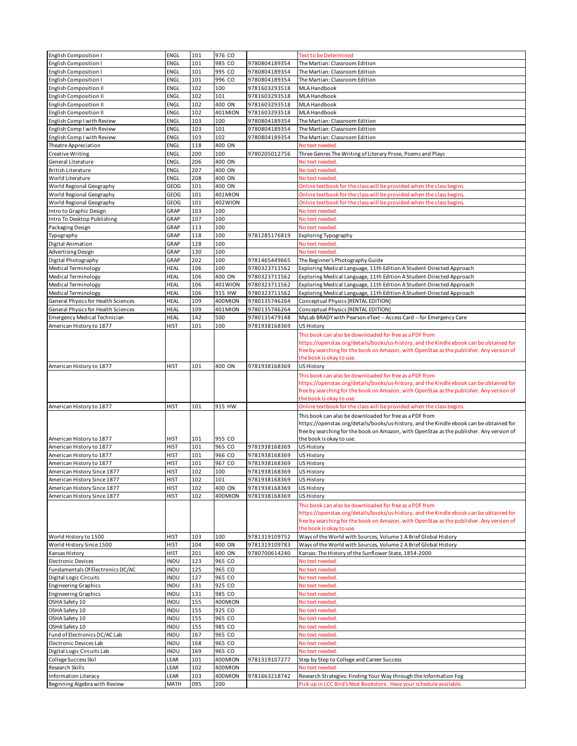| English Composition I | ENGL | 101 | 976 CO | | Text to be Determined |
|---|---|---|---|---|---|
| English Composition I | ENGL | 101 | 985 CO | 9780804189354 | The Martian: Classroom Edition |
| English Composition I | ENGL | 101 | 995 CO | 9780804189354 | The Martian: Classroom Edition |
| English Composition I | ENGL | 101 | 996 CO | 9780804189354 | The Martian: Classroom Edition |
| English Composition II | ENGL | 102 | 100 | 9781603293518 | MLA Handbook |
| English Composition II | ENGL | 102 | 101 | 9781603293518 | MLA Handbook |
| English Composition II | ENGL | 102 | 400 ON | 9781603293518 | MLA Handbook |
| English Composition II | ENGL | 102 | 401MION | 9781603293518 | MLA Handbook |
| English Comp I with Review | ENGL | 103 | 100 | 9780804189354 | The Martian: Classroom Edition |
| English Comp I with Review | ENGL | 103 | 101 | 9780804189354 | The Martian: Classroom Edition |
| English Comp I with Review | ENGL | 103 | 102 | 9780804189354 | The Martian: Classroom Edition |
| Theatre Appreciation | ENGL | 118 | 400 ON | | No text needed. |
| Creative Writing | ENGL | 200 | 100 | 9780205012756 | Three Genres The Writing of Literary Prose, Poems and Plays |
| General Literature | ENGL | 206 | 400 ON | | No text needed. |
| British Literature | ENGL | 207 | 400 ON | | No text needed. |
| World Literature | ENGL | 208 | 400 ON | | No text needed. |
| World Regional Geography | GEOG | 101 | 400 ON | | Online textbook for the class will be provided when the class begins. |
| World Regional Geography | GEOG | 101 | 401MION | | Online textbook for the class will be provided when the class begins. |
| World Regional Geography | GEOG | 101 | 402WION | | Online textbook for the class will be provided when the class begins. |
| Intro to Graphic Design | GRAP | 103 | 100 | | No text needed. |
| Intro To Desktop Publishing | GRAP | 107 | 100 | | No text needed. |
| Packaging Design | GRAP | 113 | 100 | | No text needed. |
| Typography | GRAP | 118 | 100 | 9781285176819 | Exploring Typography |
| Digital Animation | GRAP | 128 | 100 | | No text needed. |
| Advertising Design | GRAP | 130 | 100 | | No text needed. |
| Digital Photography | GRAP | 202 | 100 | 9781465449665 | The Beginner's Photography Guide |
| Medical Terminology | HEAL | 106 | 100 | 9780323711562 | Exploring Medical Language, 11th Edition A Student-Directed Approach |
| Medical Terminology | HEAL | 106 | 400 ON | 9780323711562 | Exploring Medical Language, 11th Edition A Student-Directed Approach |
| Medical Terminology | HEAL | 106 | 401WION | 9780323711562 | Exploring Medical Language, 11th Edition A Student-Directed Approach |
| Medical Terminology | HEAL | 106 | 915 HW | 9780323711562 | Exploring Medical Language, 11th Edition A Student-Directed Approach |
| General Physics for Health Sciences | HEAL | 109 | 400MION | 9780135746264 | Conceptual Physics [RENTAL EDITION] |
| General Physics for Health Sciences | HEAL | 109 | 401MION | 9780135746264 | Conceptual Physics [RENTAL EDITION] |
| Emergency Medical Technician | HEAL | 142 | 500 | 9780135479148 | MyLab BRADY with Pearson eText -- Access Card -- for Emergency Care |
| American History to 1877 | HIST | 101 | 100 | 9781938168369 | US History |
| | | | | | This book can also be downloaded for free as a PDF from https://openstax.org/details/books/us-history, and the Kindle ebook can be obtained for free by searching for the book on Amazon, with OpenStax as the publisher. Any version of the book is okay to use. |
| American History to 1877 | HIST | 101 | 400 ON | 9781938168369 | US History |
| | | | | | This book can also be downloaded for free as a PDF from https://openstax.org/details/books/us-history, and the Kindle ebook can be obtained for free by searching for the book on Amazon, with OpenStax as the publisher. Any version of the book is okay to use. |
| American History to 1877 | HIST | 101 | 915 HW | | Online textbook for the class will be provided when the class begins. |
| American History to 1877 | HIST | 101 | 955 CO | | This book can also be downloaded for free as a PDF from https://openstax.org/details/books/us-history, and the Kindle ebook can be obtained for free by searching for the book on Amazon, with OpenStax as the publisher. Any version of the book is okay to use. |
| American History to 1877 | HIST | 101 | 965 CO | 9781938168369 | US History |
| American History to 1877 | HIST | 101 | 966 CO | 9781938168369 | US History |
| American History to 1877 | HIST | 101 | 967 CO | 9781938168369 | US History |
| American History Since 1877 | HIST | 102 | 100 | 9781938168369 | US History |
| American History Since 1877 | HIST | 102 | 101 | 9781938168369 | US History |
| American History Since 1877 | HIST | 102 | 400 ON | 9781938168369 | US History |
| American History Since 1877 | HIST | 102 | 400MION | 9781938168369 | US History |
| | | | | | This book can also be downloaded for free as a PDF from https://openstax.org/details/books/us-history, and the Kindle ebook can be obtained for free by searching for the book on Amazon, with OpenStax as the publisher. Any version of the book is okay to use. |
| World History to 1500 | HIST | 103 | 100 | 9781319109752 | Ways of the World with Sources, Volume 1 A Brief Global History |
| World History Since 1500 | HIST | 104 | 400 ON | 9781319109783 | Ways of the World with Sources, Volume 2 A Brief Global History |
| Kansas History | HIST | 201 | 400 ON | 9780700614240 | Kansas: The History of the Sunflower State, 1854-2000 |
| Electronic Devices | INDU | 123 | 965 CO | | No text needed. |
| Fundamentals Of Electronics DC/AC | INDU | 125 | 965 CO | | No text needed. |
| Digital Logic Circuits | INDU | 127 | 965 CO | | No text needed. |
| Engineering Graphics | INDU | 131 | 925 CO | | No text needed. |
| Engineering Graphics | INDU | 131 | 985 CO | | No text needed. |
| OSHA Safety 10 | INDU | 155 | 400MION | | No text needed. |
| OSHA Safety 10 | INDU | 155 | 925 CO | | No text needed. |
| OSHA Safety 10 | INDU | 155 | 965 CO | | No text needed. |
| OSHA Safety 10 | INDU | 155 | 985 CO | | No text needed. |
| Fund of Electronics DC/AC Lab | INDU | 167 | 965 CO | | No text needed. |
| Electronic Devices Lab | INDU | 168 | 965 CO | | No text needed. |
| Digital Logic Circuits Lab | INDU | 169 | 965 CO | | No text needed. |
| College Success Skil | LEAR | 101 | 400MION | 9781319107277 | Step by Step to College and Career Success |
| Research Skills | LEAR | 102 | 400MION | | No text needed. |
| Information Literacy | LEAR | 103 | 400MION | 9781663218742 | Research Strategies: Finding Your Way through the Information Fog |
| Beginning Algebra with Review | MATH | 095 | 200 | | Pick up in LCC Bird's Nest Bookstore. Have your schedule available. |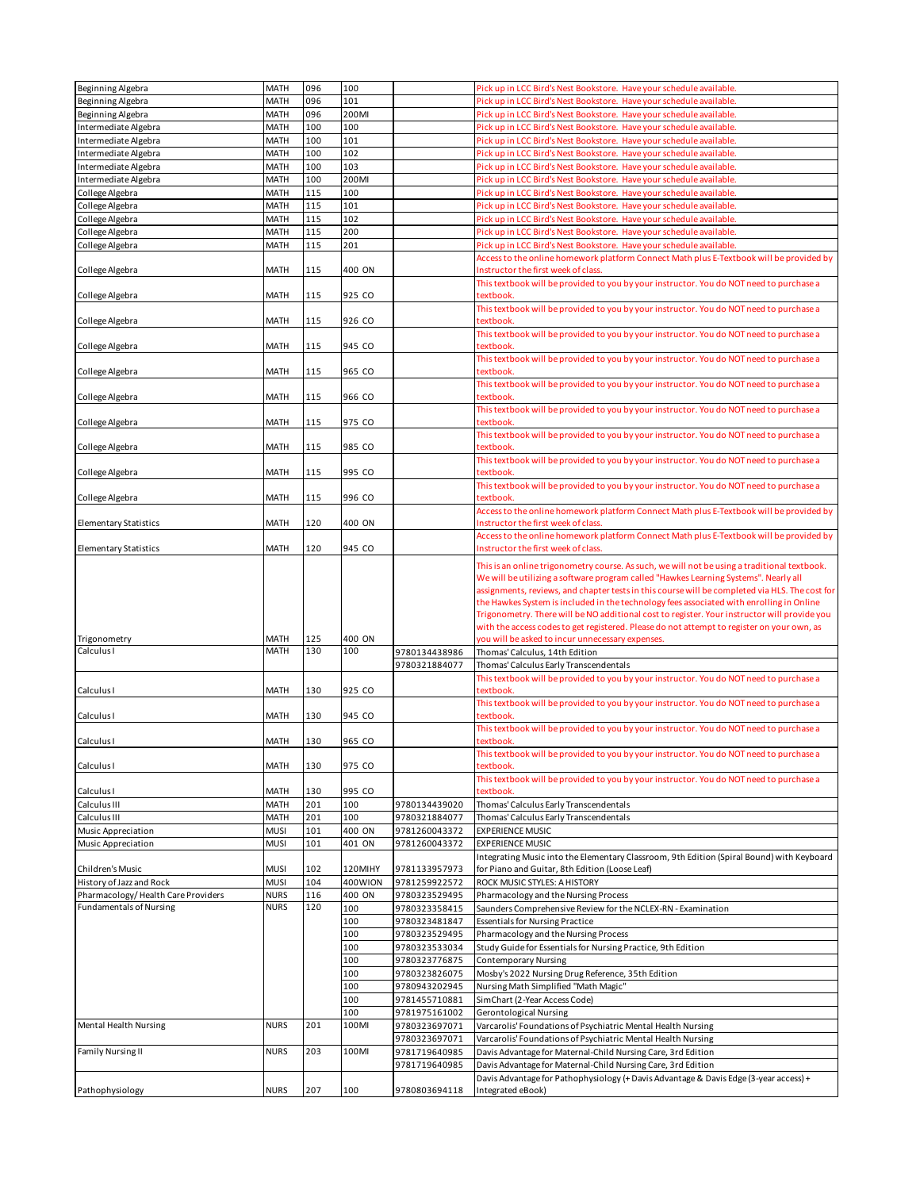| | | | | |
|---|---|---|---|---|
| Beginning Algebra | MATH | 096 | 100 | | Pick up in LCC Bird's Nest Bookstore. Have your schedule available. |
| Beginning Algebra | MATH | 096 | 101 | | Pick up in LCC Bird's Nest Bookstore. Have your schedule available. |
| Beginning Algebra | MATH | 096 | 200MI | | Pick up in LCC Bird's Nest Bookstore. Have your schedule available. |
| Intermediate Algebra | MATH | 100 | 100 | | Pick up in LCC Bird's Nest Bookstore. Have your schedule available. |
| Intermediate Algebra | MATH | 100 | 101 | | Pick up in LCC Bird's Nest Bookstore. Have your schedule available. |
| Intermediate Algebra | MATH | 100 | 102 | | Pick up in LCC Bird's Nest Bookstore. Have your schedule available. |
| Intermediate Algebra | MATH | 100 | 103 | | Pick up in LCC Bird's Nest Bookstore. Have your schedule available. |
| Intermediate Algebra | MATH | 100 | 200MI | | Pick up in LCC Bird's Nest Bookstore. Have your schedule available. |
| College Algebra | MATH | 115 | 100 | | Pick up in LCC Bird's Nest Bookstore. Have your schedule available. |
| College Algebra | MATH | 115 | 101 | | Pick up in LCC Bird's Nest Bookstore. Have your schedule available. |
| College Algebra | MATH | 115 | 102 | | Pick up in LCC Bird's Nest Bookstore. Have your schedule available. |
| College Algebra | MATH | 115 | 200 | | Pick up in LCC Bird's Nest Bookstore. Have your schedule available. |
| College Algebra | MATH | 115 | 201 | | Pick up in LCC Bird's Nest Bookstore. Have your schedule available. |
| College Algebra | MATH | 115 | 400 ON | | Access to the online homework platform Connect Math plus E-Textbook will be provided by Instructor the first week of class. |
| College Algebra | MATH | 115 | 925 CO | | This textbook will be provided to you by your instructor. You do NOT need to purchase a textbook. |
| College Algebra | MATH | 115 | 926 CO | | This textbook will be provided to you by your instructor. You do NOT need to purchase a textbook. |
| College Algebra | MATH | 115 | 945 CO | | This textbook will be provided to you by your instructor. You do NOT need to purchase a textbook. |
| College Algebra | MATH | 115 | 965 CO | | This textbook will be provided to you by your instructor. You do NOT need to purchase a textbook. |
| College Algebra | MATH | 115 | 966 CO | | This textbook will be provided to you by your instructor. You do NOT need to purchase a textbook. |
| College Algebra | MATH | 115 | 975 CO | | This textbook will be provided to you by your instructor. You do NOT need to purchase a textbook. |
| College Algebra | MATH | 115 | 985 CO | | This textbook will be provided to you by your instructor. You do NOT need to purchase a textbook. |
| College Algebra | MATH | 115 | 995 CO | | This textbook will be provided to you by your instructor. You do NOT need to purchase a textbook. |
| College Algebra | MATH | 115 | 996 CO | | This textbook will be provided to you by your instructor. You do NOT need to purchase a textbook. |
| Elementary Statistics | MATH | 120 | 400 ON | | Access to the online homework platform Connect Math plus E-Textbook will be provided by Instructor the first week of class. |
| Elementary Statistics | MATH | 120 | 945 CO | | Access to the online homework platform Connect Math plus E-Textbook will be provided by Instructor the first week of class. |
| Trigonometry | MATH | 125 | 400 ON | | This is an online trigonometry course. As such, we will not be using a traditional textbook. We will be utilizing a software program called "Hawkes Learning Systems". Nearly all assignments, reviews, and chapter tests in this course will be completed via HLS. The cost for the Hawkes System is included in the technology fees associated with enrolling in Online Trigonometry. There will be NO additional cost to register. Your instructor will provide you with the access codes to get registered. Please do not attempt to register on your own, as you will be asked to incur unnecessary expenses. |
| Calculus I | MATH | 130 | 100 | 9780134438986 | Thomas' Calculus, 14th Edition |
| | | | | 9780321884077 | Thomas' Calculus Early Transcendentals |
| Calculus I | MATH | 130 | 925 CO | | This textbook will be provided to you by your instructor. You do NOT need to purchase a textbook. |
| Calculus I | MATH | 130 | 945 CO | | This textbook will be provided to you by your instructor. You do NOT need to purchase a textbook. |
| Calculus I | MATH | 130 | 965 CO | | This textbook will be provided to you by your instructor. You do NOT need to purchase a textbook. |
| Calculus I | MATH | 130 | 975 CO | | This textbook will be provided to you by your instructor. You do NOT need to purchase a textbook. |
| Calculus I | MATH | 130 | 995 CO | | This textbook will be provided to you by your instructor. You do NOT need to purchase a textbook. |
| Calculus III | MATH | 201 | 100 | 9780134439020 | Thomas' Calculus Early Transcendentals |
| Calculus III | MATH | 201 | 100 | 9780321884077 | Thomas' Calculus Early Transcendentals |
| Music Appreciation | MUSI | 101 | 400 ON | 9781260043372 | EXPERIENCE MUSIC |
| Music Appreciation | MUSI | 101 | 401 ON | 9781260043372 | EXPERIENCE MUSIC |
| Children's Music | MUSI | 102 | 120MIHY | 9781133957973 | Integrating Music into the Elementary Classroom, 9th Edition (Spiral Bound) with Keyboard for Piano and Guitar, 8th Edition (Loose Leaf) |
| History of Jazz and Rock | MUSI | 104 | 400WION | 9781259922572 | ROCK MUSIC STYLES: A HISTORY |
| Pharmacology/ Health Care Providers | NURS | 116 | 400 ON | 9780323529495 | Pharmacology and the Nursing Process |
| Fundamentals of Nursing | NURS | 120 | 100 | 9780323358415 | Saunders Comprehensive Review for the NCLEX-RN - Examination |
| | | | 100 | 9780323481847 | Essentials for Nursing Practice |
| | | | 100 | 9780323529495 | Pharmacology and the Nursing Process |
| | | | 100 | 9780323533034 | Study Guide for Essentials for Nursing Practice, 9th Edition |
| | | | 100 | 9780323776875 | Contemporary Nursing |
| | | | 100 | 9780323826075 | Mosby's 2022 Nursing Drug Reference, 35th Edition |
| | | | 100 | 9780943202945 | Nursing Math Simplified "Math Magic" |
| | | | 100 | 9781455710881 | SimChart (2-Year Access Code) |
| | | | 100 | 9781975161002 | Gerontological Nursing |
| Mental Health Nursing | NURS | 201 | 100MI | 9780323697071 | Varcarolis' Foundations of Psychiatric Mental Health Nursing |
| | | | | 9780323697071 | Varcarolis' Foundations of Psychiatric Mental Health Nursing |
| Family Nursing II | NURS | 203 | 100MI | 9781719640985 | Davis Advantage for Maternal-Child Nursing Care, 3rd Edition |
| | | | | 9781719640985 | Davis Advantage for Maternal-Child Nursing Care, 3rd Edition |
| Pathophysiology | NURS | 207 | 100 | 9780803694118 | Davis Advantage for Pathophysiology (+ Davis Advantage & Davis Edge (3-year access) + Integrated eBook) |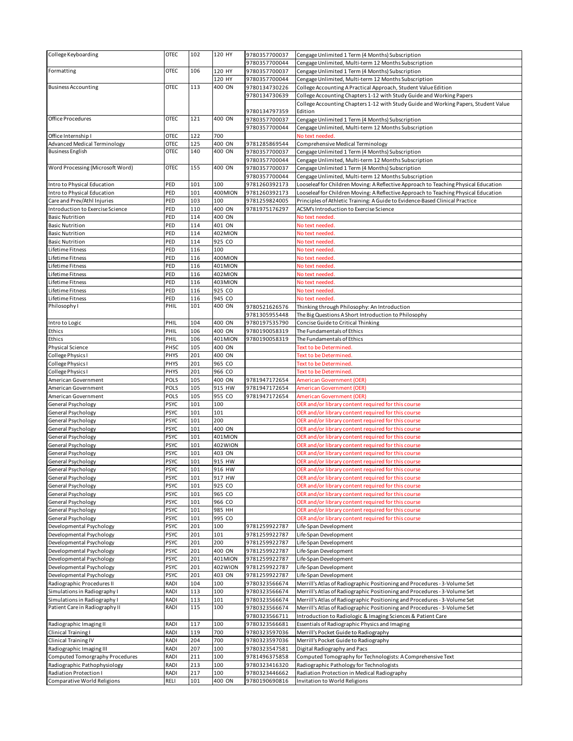| | | | | | |
|---|---|---|---|---|---|
| College Keyboarding | OTEC | 102 | 120 HY | 9780357700037 | Cengage Unlimited 1 Term (4 Months) Subscription |
| | | | | 9780357700044 | Cengage Unlimited, Multi-term 12 Months Subscription |
| Formatting | OTEC | 106 | 120 HY | 9780357700037 | Cengage Unlimited 1 Term (4 Months) Subscription |
| | | | 120 HY | 9780357700044 | Cengage Unlimited, Multi-term 12 Months Subscription |
| Business Accounting | OTEC | 113 | 400 ON | 9780134730226 | College Accounting A Practical Approach, Student Value Edition |
| | | | | 9780134730639 | College Accounting Chapters 1-12 with Study Guide and Working Papers |
| | | | | 9780134797359 | College Accounting Chapters 1-12 with Study Guide and Working Papers, Student Value Edition |
| Office Procedures | OTEC | 121 | 400 ON | 9780357700037 | Cengage Unlimited 1 Term (4 Months) Subscription |
| | | | | 9780357700044 | Cengage Unlimited, Multi-term 12 Months Subscription |
| Office Internship I | OTEC | 122 | 700 | | No text needed. |
| Advanced Medical Terminology | OTEC | 125 | 400 ON | 9781285869544 | Comprehensive Medical Terminology |
| Business English | OTEC | 140 | 400 ON | 9780357700037 | Cengage Unlimited 1 Term (4 Months) Subscription |
| | | | | 9780357700044 | Cengage Unlimited, Multi-term 12 Months Subscription |
| Word Processing (Microsoft Word) | OTEC | 155 | 400 ON | 9780357700037 | Cengage Unlimited 1 Term (4 Months) Subscription |
| | | | | 9780357700044 | Cengage Unlimited, Multi-term 12 Months Subscription |
| Intro to Physical Education | PED | 101 | 100 | 9781260392173 | Looseleaf for Children Moving: A Reflective Approach to Teaching Physical Education |
| Intro to Physical Education | PED | 101 | 400MION | 9781260392173 | Looseleaf for Children Moving: A Reflective Approach to Teaching Physical Education |
| Care and Prev/Athl Injuries | PED | 103 | 100 | 9781259824005 | Principles of Athletic Training: A Guide to Evidence-Based Clinical Practice |
| Introduction to Exercise Science | PED | 110 | 400 ON | 9781975176297 | ACSM's Introduction to Exercise Science |
| Basic Nutrition | PED | 114 | 400 ON | | No text needed. |
| Basic Nutrition | PED | 114 | 401 ON | | No text needed. |
| Basic Nutrition | PED | 114 | 402MION | | No text needed. |
| Basic Nutrition | PED | 114 | 925 CO | | No text needed. |
| Lifetime Fitness | PED | 116 | 100 | | No text needed. |
| Lifetime Fitness | PED | 116 | 400MION | | No text needed. |
| Lifetime Fitness | PED | 116 | 401MION | | No text needed. |
| Lifetime Fitness | PED | 116 | 402MION | | No text needed. |
| Lifetime Fitness | PED | 116 | 403MION | | No text needed. |
| Lifetime Fitness | PED | 116 | 925 CO | | No text needed. |
| Lifetime Fitness | PED | 116 | 945 CO | | No text needed. |
| Philosophy I | PHIL | 101 | 400 ON | 9780521626576 | Thinking through Philosophy: An Introduction |
| | | | | 9781305955448 | The Big Questions A Short Introduction to Philosophy |
| Intro to Logic | PHIL | 104 | 400 ON | 9780197535790 | Concise Guide to Critical Thinking |
| Ethics | PHIL | 106 | 400 ON | 9780190058319 | The Fundamentals of Ethics |
| Ethics | PHIL | 106 | 401MION | 9780190058319 | The Fundamentals of Ethics |
| Physical Science | PHSC | 105 | 400 ON | | Text to be Determined. |
| College Physics I | PHYS | 201 | 400 ON | | Text to be Determined. |
| College Physics I | PHYS | 201 | 965 CO | | Text to be Determined. |
| College Physics I | PHYS | 201 | 966 CO | | Text to be Determined. |
| American Government | POLS | 105 | 400 ON | 9781947172654 | American Government (OER) |
| American Government | POLS | 105 | 915 HW | 9781947172654 | American Government (OER) |
| American Government | POLS | 105 | 955 CO | 9781947172654 | American Government (OER) |
| General Psychology | PSYC | 101 | 100 | | OER and/or library content required for this course |
| General Psychology | PSYC | 101 | 101 | | OER and/or library content required for this course |
| General Psychology | PSYC | 101 | 200 | | OER and/or library content required for this course |
| General Psychology | PSYC | 101 | 400 ON | | OER and/or library content required for this course |
| General Psychology | PSYC | 101 | 401MION | | OER and/or library content required for this course |
| General Psychology | PSYC | 101 | 402WION | | OER and/or library content required for this course |
| General Psychology | PSYC | 101 | 403 ON | | OER and/or library content required for this course |
| General Psychology | PSYC | 101 | 915 HW | | OER and/or library content required for this course |
| General Psychology | PSYC | 101 | 916 HW | | OER and/or library content required for this course |
| General Psychology | PSYC | 101 | 917 HW | | OER and/or library content required for this course |
| General Psychology | PSYC | 101 | 925 CO | | OER and/or library content required for this course |
| General Psychology | PSYC | 101 | 965 CO | | OER and/or library content required for this course |
| General Psychology | PSYC | 101 | 966 CO | | OER and/or library content required for this course |
| General Psychology | PSYC | 101 | 985 HH | | OER and/or library content required for this course |
| General Psychology | PSYC | 101 | 995 CO | | OER and/or library content required for this course |
| Developmental Psychology | PSYC | 201 | 100 | 9781259922787 | Life-Span Development |
| Developmental Psychology | PSYC | 201 | 101 | 9781259922787 | Life-Span Development |
| Developmental Psychology | PSYC | 201 | 200 | 9781259922787 | Life-Span Development |
| Developmental Psychology | PSYC | 201 | 400 ON | 9781259922787 | Life-Span Development |
| Developmental Psychology | PSYC | 201 | 401MION | 9781259922787 | Life-Span Development |
| Developmental Psychology | PSYC | 201 | 402WION | 9781259922787 | Life-Span Development |
| Developmental Psychology | PSYC | 201 | 403 ON | 9781259922787 | Life-Span Development |
| Radiographic Procedures II | RADI | 104 | 100 | 9780323566674 | Merrill's Atlas of Radiographic Positioning and Procedures - 3-Volume Set |
| Simulations in Radiography I | RADI | 113 | 100 | 9780323566674 | Merrill's Atlas of Radiographic Positioning and Procedures - 3-Volume Set |
| Simulations in Radiography I | RADI | 113 | 101 | 9780323566674 | Merrill's Atlas of Radiographic Positioning and Procedures - 3-Volume Set |
| Patient Care in Radiography II | RADI | 115 | 100 | 9780323566674 | Merrill's Atlas of Radiographic Positioning and Procedures - 3-Volume Set |
| | | | | 9780323566711 | Introduction to Radiologic & Imaging Sciences & Patient Care |
| Radiographic Imaging II | RADI | 117 | 100 | 9780323566681 | Essentials of Radiographic Physics and Imaging |
| Clinical Training I | RADI | 119 | 700 | 9780323597036 | Merrill's Pocket Guide to Radiography |
| Clinical Training IV | RADI | 204 | 700 | 9780323597036 | Merrill's Pocket Guide to Radiography |
| Radiographic Imaging III | RADI | 207 | 100 | 9780323547581 | Digital Radiography and Pacs |
| Computed Tomorgraphy Procedures | RADI | 211 | 100 | 9781496375858 | Computed Tomography for Technologists: A Comprehensive Text |
| Radiographic Pathophysiology | RADI | 213 | 100 | 9780323416320 | Radiographic Pathology for Technologists |
| Radiation Protection I | RADI | 217 | 100 | 9780323446662 | Radiation Protection in Medical Radiography |
| Comparative World Religions | RELI | 101 | 400 ON | 9780190690816 | Invitation to World Religions |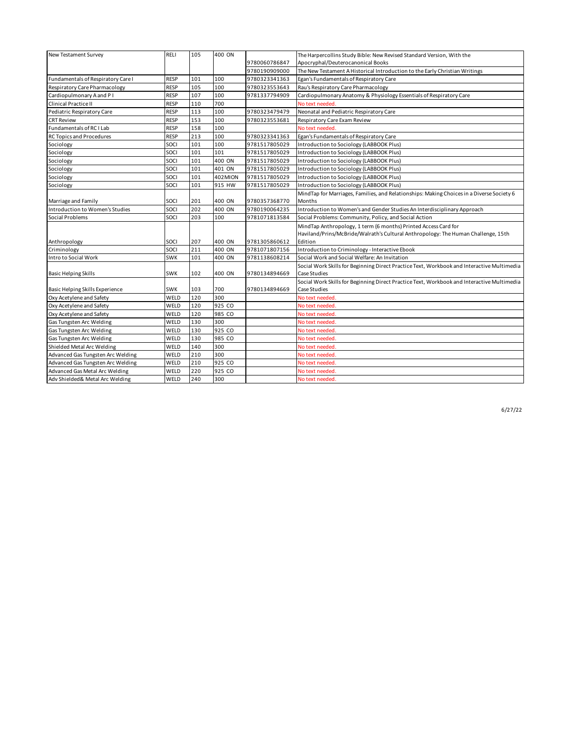| | | | | | |
|---|---|---|---|---|---|
| New Testament Survey | RELI | 105 | 400 ON | 9780060786847 | The Harpercollins Study Bible: New Revised Standard Version, With the Apocryphal/Deuterocanonical Books |
| | | | | 9780190909000 | The New Testament A Historical Introduction to the Early Christian Writings |
| Fundamentals of Respiratory Care I | RESP | 101 | 100 | 9780323341363 | Egan's Fundamentals of Respiratory Care |
| Respiratory Care Pharmacology | RESP | 105 | 100 | 9780323553643 | Rau's Respiratory Care Pharmacology |
| Cardiopulmonary A and P I | RESP | 107 | 100 | 9781337794909 | Cardiopulmonary Anatomy & Physiology Essentials of Respiratory Care |
| Clinical Practice II | RESP | 110 | 700 | | No text needed. |
| Pediatric Respiratory Care | RESP | 113 | 100 | 9780323479479 | Neonatal and Pediatric Respiratory Care |
| CRT Review | RESP | 153 | 100 | 9780323553681 | Respiratory Care Exam Review |
| Fundamentals of RC I Lab | RESP | 158 | 100 | | No text needed. |
| RC Topics and Procedures | RESP | 213 | 100 | 9780323341363 | Egan's Fundamentals of Respiratory Care |
| Sociology | SOCI | 101 | 100 | 9781517805029 | Introduction to Sociology (LABBOOK Plus) |
| Sociology | SOCI | 101 | 101 | 9781517805029 | Introduction to Sociology (LABBOOK Plus) |
| Sociology | SOCI | 101 | 400 ON | 9781517805029 | Introduction to Sociology (LABBOOK Plus) |
| Sociology | SOCI | 101 | 401 ON | 9781517805029 | Introduction to Sociology (LABBOOK Plus) |
| Sociology | SOCI | 101 | 402MION | 9781517805029 | Introduction to Sociology (LABBOOK Plus) |
| Sociology | SOCI | 101 | 915 HW | 9781517805029 | Introduction to Sociology (LABBOOK Plus) |
| Marriage and Family | SOCI | 201 | 400 ON | 9780357368770 | MindTap for Marriages, Families, and Relationships: Making Choices in a Diverse Society 6 Months |
| Introduction to Women's Studies | SOCI | 202 | 400 ON | 9780190064235 | Introduction to Women's and Gender Studies An Interdisciplinary Approach |
| Social Problems | SOCI | 203 | 100 | 9781071813584 | Social Problems: Community, Policy, and Social Action |
| Anthropology | SOCI | 207 | 400 ON | 9781305860612 | MindTap Anthropology, 1 term (6 months) Printed Access Card for Haviland/Prins/McBride/Walrath's Cultural Anthropology: The Human Challenge, 15th Edition |
| Criminology | SOCI | 211 | 400 ON | 9781071807156 | Introduction to Criminology - Interactive Ebook |
| Intro to Social Work | SWK | 101 | 400 ON | 9781138608214 | Social Work and Social Welfare: An Invitation |
| Basic Helping Skills | SWK | 102 | 400 ON | 9780134894669 | Social Work Skills for Beginning Direct Practice Text, Workbook and Interactive Multimedia Case Studies |
| Basic Helping Skills Experience | SWK | 103 | 700 | 9780134894669 | Social Work Skills for Beginning Direct Practice Text, Workbook and Interactive Multimedia Case Studies |
| Oxy Acetylene and Safety | WELD | 120 | 300 | | No text needed. |
| Oxy Acetylene and Safety | WELD | 120 | 925 CO | | No text needed. |
| Oxy Acetylene and Safety | WELD | 120 | 985 CO | | No text needed. |
| Gas Tungsten Arc Welding | WELD | 130 | 300 | | No text needed. |
| Gas Tungsten Arc Welding | WELD | 130 | 925 CO | | No text needed. |
| Gas Tungsten Arc Welding | WELD | 130 | 985 CO | | No text needed. |
| Shielded Metal Arc Welding | WELD | 140 | 300 | | No text needed. |
| Advanced Gas Tungsten Arc Welding | WELD | 210 | 300 | | No text needed. |
| Advanced Gas Tungsten Arc Welding | WELD | 210 | 925 CO | | No text needed. |
| Advanced Gas Metal Arc Welding | WELD | 220 | 925 CO | | No text needed. |
| Adv Shielded& Metal Arc Welding | WELD | 240 | 300 | | No text needed. |

6/27/22